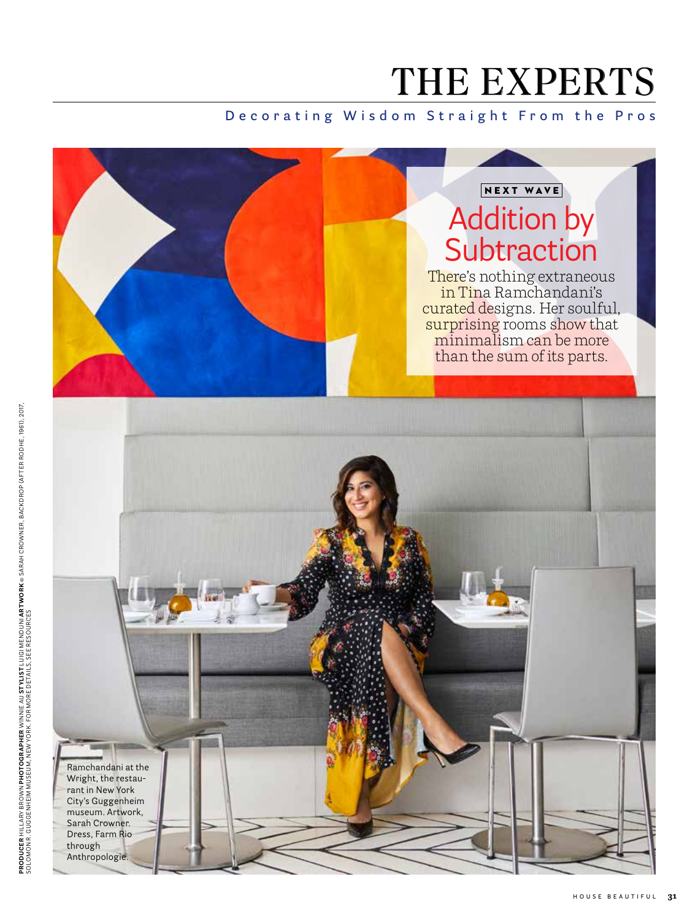# THE EXPERTS

Decorating Wisdom Straight From the Pros

NEXT WAVE

## Addition by Subtraction

There's nothing extraneous in Tina Ramchandani's curated designs. Her soulful, surprising rooms show that minimalism can be more than the sum of its parts.

Ramchandani at the Wright, the restaurant in New York City's Guggenheim museum. Artwork, Sarah Crowner. Dress, Farm Rio through Anthropologie.

**PRODUCER** HILLARY BROWN **PHOTOGRAPHER** WINNIE AU **STYLIST** LUIGI MENDUNI **ARTWORK** © SARAH CROWNER, BACKDROP (AFTER RODHE, 1961), 2017, SOLOMON R. GUGGENHEIM MUSEUM, NEW YORK. FOR MORE DETAILS, SEE RESOURCES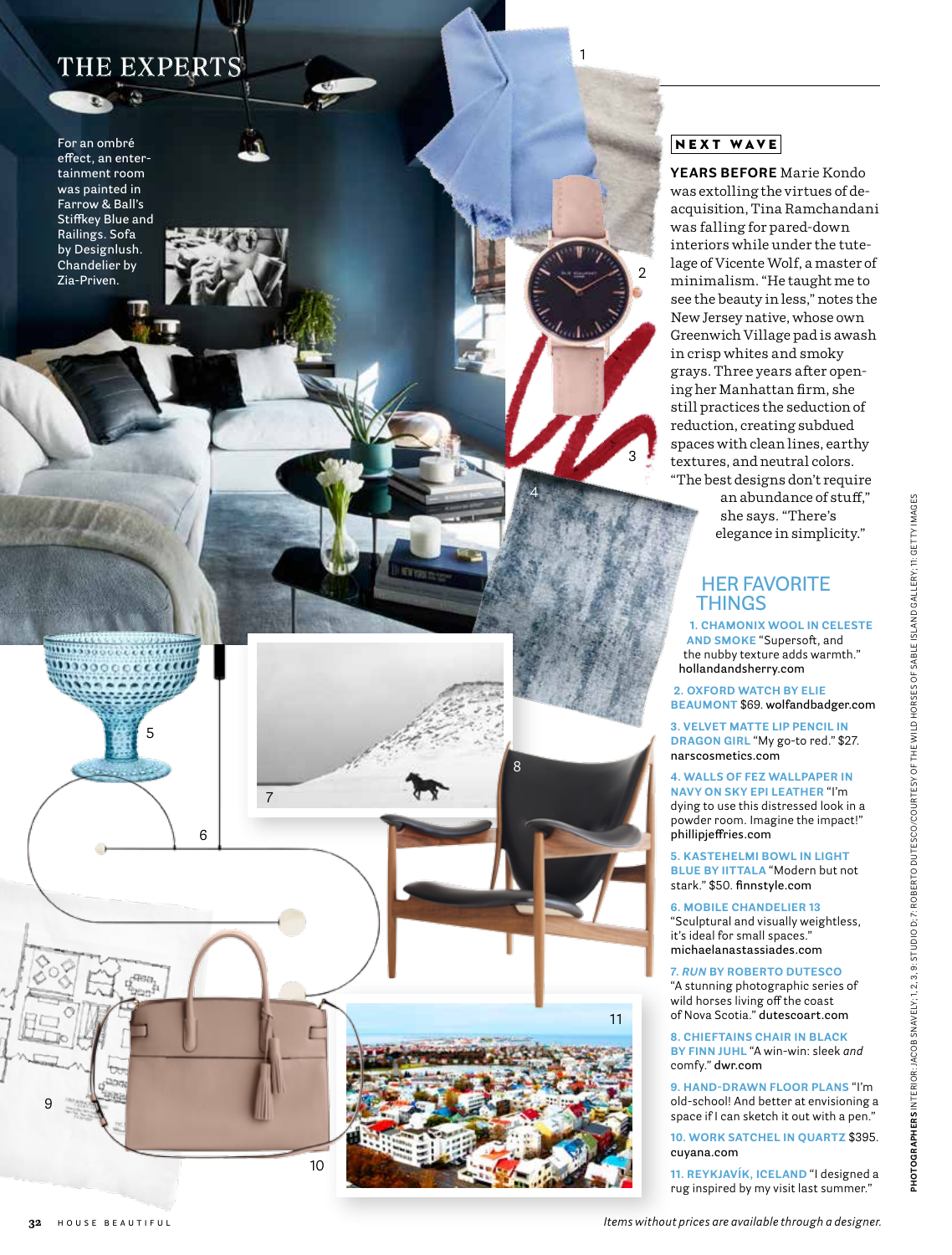# THE EXPERTS

For an ombré effect, an entertainment room was painted in Farrow & Ball's Stiffkey Blue and Railings. Sofa by Designlush. Chandelier by Zia-Priven.

## NEXT WAVE

**YEARS BEFORE** Marie Kondo was extolling the virtues of de-acquisition, Tina Ramchandani was falling for pared-down interiors while under the tutelage of Vicente Wolf, a master of minimalism. "He taught me to see the beauty in less," notes the New Jersey native, whose own Greenwich Village pad is awash in crisp whites and smoky grays. Three years after opening her Manhattan firm, she still practices the seduction of reduction, creating subdued spaces with clean lines, earthy textures, and neutral colors. "The best designs don't require an abundance of stuff," she says. "There's elegance in simplicity."

### HER FAVORITE THINGS

**1. CHAMONIX WOOL IN CELESTE AND SMOKE** "Supersoft, and the nubby texture adds warmth." hollandandsherry.com

**2. OXFORD WATCH BY ELIE BEAUMONT** $69. wolfandbadger.com

**3. VELVET MATTE LIP PENCIL IN DRAGON GIRL** "My go-to red." $27. narscosmetics.com

**4. WALLS OF FEZ WALLPAPER IN NAVY ON SKY EPI LEATHER** "I'm dying to use this distressed look in a powder room. Imagine the impact!" phillipjeffries.com

**5. KASTEHELMI BOWL IN LIGHT BLUE BY IITTALA** "Modern but not stark." $50. finnstyle.com

**6. MOBILE CHANDELIER 13** "Sculptural and visually weightless, it's ideal for small spaces." michaelanastassiades.com

**7. *RUN* BY ROBERTO DUTESCO** "A stunning photographic series of wild horses living off the coast of Nova Scotia." dutescoart.com

**8. CHIEFTAINS CHAIR IN BLACK BY FINN JUHL** "A win-win: sleek *and* comfy." dwr.com

**9. HAND-DRAWN FLOOR PLANS** "I'm old-school! And better at envisioning a space if I can sketch it out with a pen."

**10. WORK SATCHEL IN QUARTZ** $395. cuyana.com

**11. REYKJAVÍK, ICELAND** "I designed a rug inspired by my visit last summer."

*Items without prices are available through a designer.*

**PHOTOGRAPHERS** INTERIOR: JACOB SNAVELY; 1, 2, 3, 9: STUDIO D; 7: ROBERTO DUTESCO/COURTESY OF THE WILD HORSES OF SABLE ISLAND GALLERY; 11: GETTY IMAGES